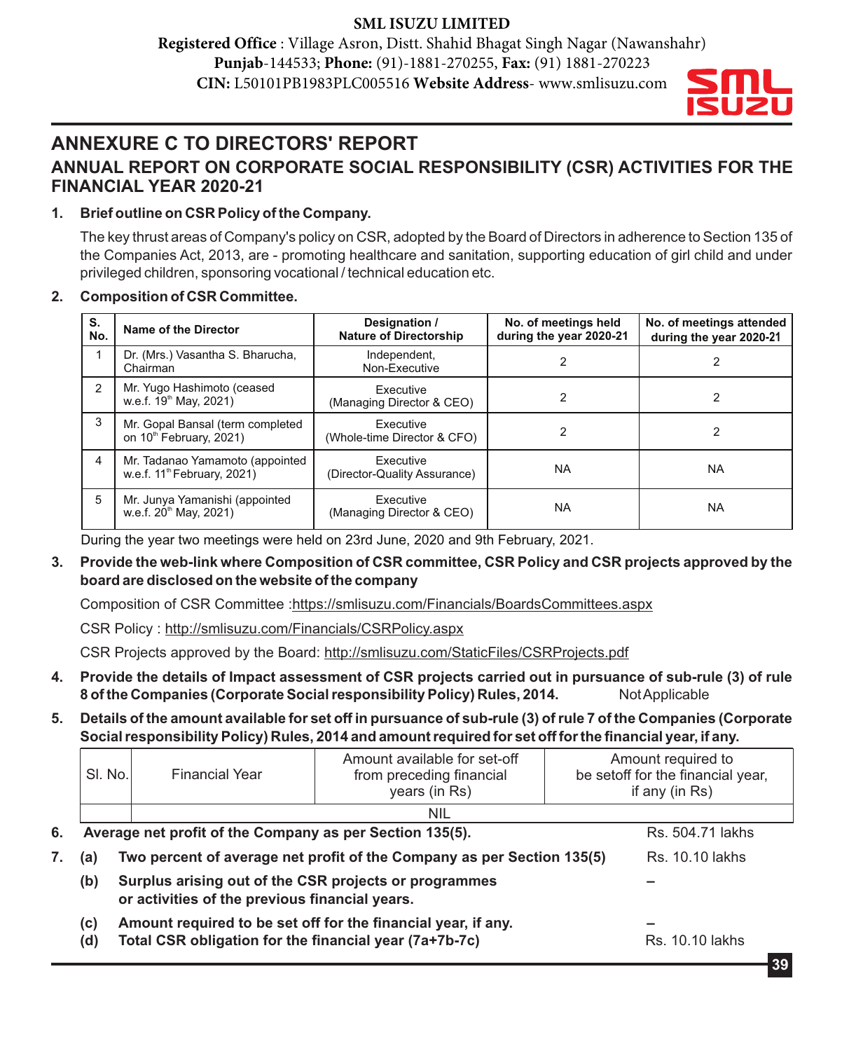**SML ISUZU LIMITED**

**Registered Office** : Village Asron, Distt. Shahid Bhagat Singh Nagar (Nawanshahr) **Punjab**-144533; **Phone:** (91)-1881-270255, **Fax:** (91) 1881-270223

**CIN:** L50101PB1983PLC005516 **Website Address**- www.smlisuzu.com

# ANNEXURE C TO DIRECTORS' REPORT

## ANNUAL REPORT ON CORPORATE SOCIAL RESPONSIBILITY (CSR) ACTIVITIES FOR THE FINANCIAL YEAR 2020-21

**1. Brief outline on CSR Policy of the Company.**

The key thrust areas of Company's policy on CSR, adopted by the Board of Directors in adherence to Section 135 of the Companies Act, 2013, are - promoting healthcare and sanitation, supporting education of girl child and under privileged children, sponsoring vocational / technical education etc.

**2. Composition of CSR Committee.**

| S. No. | Name of the Director | Designation / Nature of Directorship | No. of meetings held during the year 2020-21 | No. of meetings attended during the year 2020-21 |
|---|---|---|---|---|
| 1 | Dr. (Mrs.) Vasantha S. Bharucha, Chairman | Independent, Non-Executive | 2 | 2 |
| 2 | Mr. Yugo Hashimoto (ceased w.e.f. 19th May, 2021) | Executive (Managing Director & CEO) | 2 | 2 |
| 3 | Mr. Gopal Bansal (term completed on 10th February, 2021) | Executive (Whole-time Director & CFO) | 2 | 2 |
| 4 | Mr. Tadanao Yamamoto (appointed w.e.f. 11th February, 2021) | Executive (Director-Quality Assurance) | NA | NA |
| 5 | Mr. Junya Yamanishi (appointed w.e.f. 20th May, 2021) | Executive (Managing Director & CEO) | NA | NA |

During the year two meetings were held on 23rd June, 2020 and 9th February, 2021.

**3. Provide the web-link where Composition of CSR committee, CSR Policy and CSR projects approved by the board are disclosed on the website of the company**

Composition of CSR Committee :https://smlisuzu.com/Financials/BoardsCommittees.aspx

CSR Policy : http://smlisuzu.com/Financials/CSRPolicy.aspx

CSR Projects approved by the Board: http://smlisuzu.com/StaticFiles/CSRProjects.pdf

**4. Provide the details of Impact assessment of CSR projects carried out in pursuance of sub-rule (3) of rule 8 of the Companies (Corporate Social responsibility Policy) Rules, 2014.** Not Applicable

**5. Details of the amount available for set off in pursuance of sub-rule (3) of rule 7 of the Companies (Corporate Social responsibility Policy) Rules, 2014 and amount required for set off for the financial year, if any.**

| Sl. No. | Financial Year | Amount available for set-off from preceding financial years (in Rs) | Amount required to be setoff for the financial year, if any (in Rs) |
|---|---|---|---|
| | NIL | | |

**6. Average net profit of the Company as per Section 135(5).** Rs. 504.71 lakhs

**7.**

| | | |
|---|---|---|
| **(a)** | **Two percent of average net profit of the Company as per Section 135(5)** | Rs. 10.10 lakhs |
| **(b)** | **Surplus arising out of the CSR projects or programmes or activities of the previous financial years.** | – |
| **(c)** | **Amount required to be set off for the financial year, if any.** | – |
| **(d)** | **Total CSR obligation for the financial year (7a+7b-7c)** | Rs. 10.10 lakhs |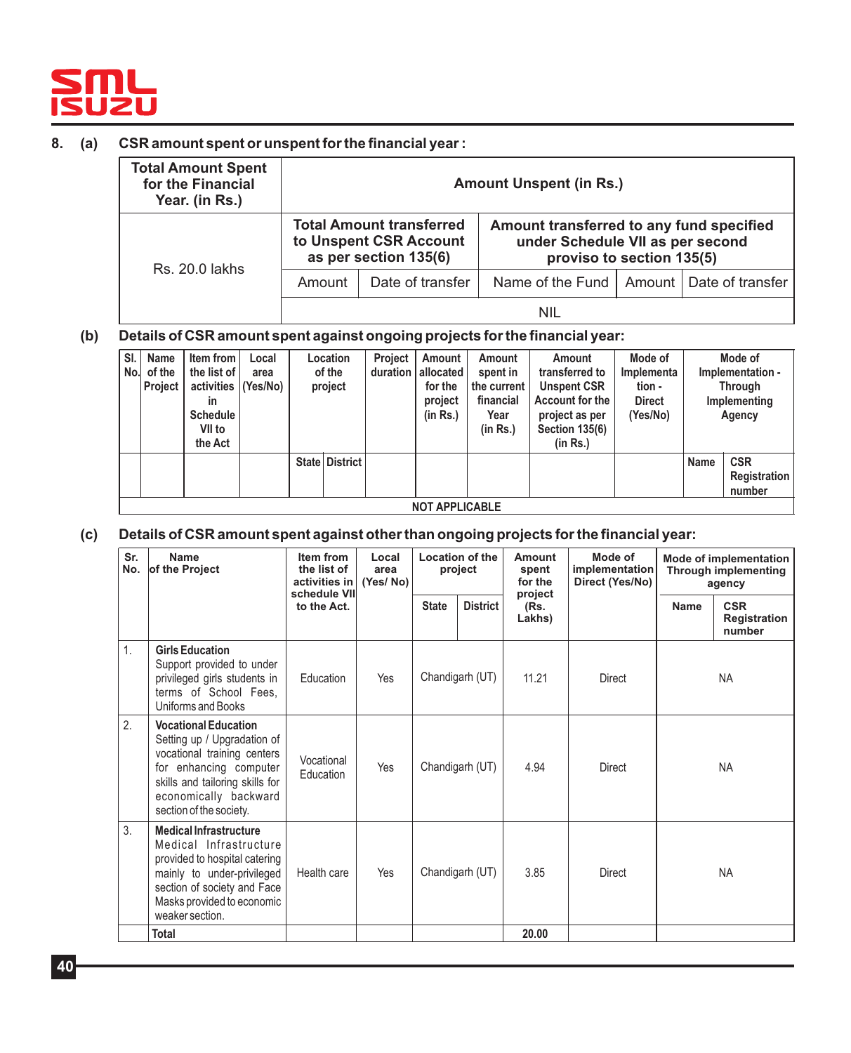**8. (a) CSR amount spent or unspent for the financial year :**

| Total Amount Spent for the Financial Year. (in Rs.) | Amount Unspent (in Rs.) | | | | |
|---|---|---|---|---|---|
| | Total Amount transferred to Unspent CSR Account as per section 135(6) | | Amount transferred to any fund specified under Schedule VII as per second proviso to section 135(5) | | |
| | Amount | Date of transfer | Name of the Fund | Amount | Date of transfer |
| Rs. 20.0 lakhs | NIL | | | | |

**(b) Details of CSR amount spent against ongoing projects for the financial year:**

| Sl. No. | Name of the Project | Item from the list of activities in Schedule VII to the Act | Local area (Yes/No) | Location of the project | | Project duration | Amount allocated for the project (in Rs.) | Amount spent in the current financial Year (in Rs.) | Amount transferred to Unspent CSR Account for the project as per Section 135(6) (in Rs.) | Mode of Implementation - Direct (Yes/No) | Mode of Implementation - Through Implementing Agency | |
|---|---|---|---|---|---|---|---|---|---|---|---|---|
| | | | | State | District | | | | | | Name | CSR Registration number |
| NOT APPLICABLE | | | | | | | | | | | | |

**(c) Details of CSR amount spent against other than ongoing projects for the financial year:**

| Sr. No. | Name of the Project | Item from the list of activities in schedule VII to the Act. | Local area (Yes/ No) | Location of the project | | Amount spent for the project (Rs. Lakhs) | Mode of implementation Direct (Yes/No) | Mode of implementation Through implementing agency | |
|---|---|---|---|---|---|---|---|---|---|
| | | | | State | District | | | Name | CSR Registration number |
| 1. | **Girls Education** Support provided to under privileged girls students in terms of School Fees, Uniforms and Books | Education | Yes | Chandigarh (UT) | | 11.21 | Direct | NA | |
| 2. | **Vocational Education** Setting up / Upgradation of vocational training centers for enhancing computer skills and tailoring skills for economically backward section of the society. | Vocational Education | Yes | Chandigarh (UT) | | 4.94 | Direct | NA | |
| 3. | **Medical Infrastructure** Medical Infrastructure provided to hospital catering mainly to under-privileged section of society and Face Masks provided to economic weaker section. | Health care | Yes | Chandigarh (UT) | | 3.85 | Direct | NA | |
| | **Total** | | | | | **20.00** | | | |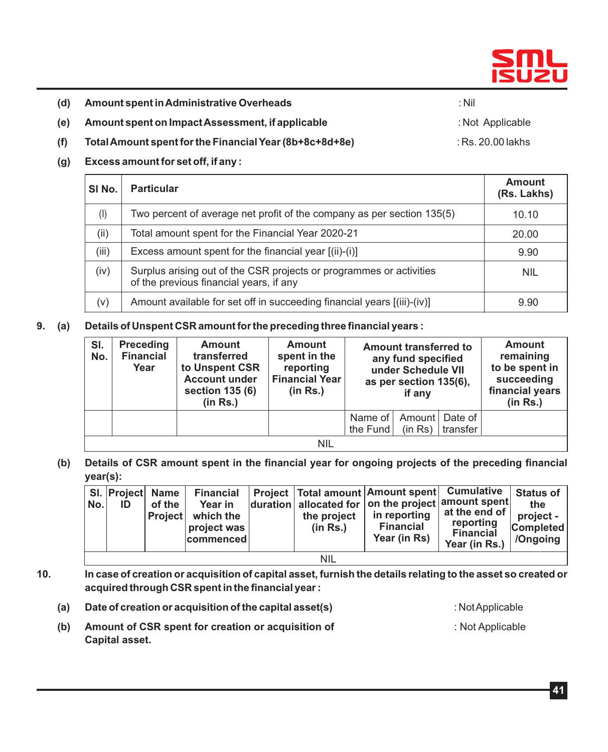**(d) Amount spent in Administrative Overheads** : Nil

**(e) Amount spent on Impact Assessment, if applicable** : Not Applicable

**(f) Total Amount spent for the Financial Year (8b+8c+8d+8e)** : Rs. 20.00 lakhs

**(g) Excess amount for set off, if any :**

| SI No. | Particular | Amount (Rs. Lakhs) |
|---|---|---|
| (I) | Two percent of average net profit of the company as per section 135(5) | 10.10 |
| (ii) | Total amount spent for the Financial Year 2020-21 | 20.00 |
| (iii) | Excess amount spent for the financial year [(ii)-(i)] | 9.90 |
| (iv) | Surplus arising out of the CSR projects or programmes or activities of the previous financial years, if any | NIL |
| (v) | Amount available for set off in succeeding financial years [(iii)-(iv)] | 9.90 |

**9. (a) Details of Unspent CSR amount for the preceding three financial years :**

| Sl. No. | Preceding Financial Year | Amount transferred to Unspent CSR Account under section 135 (6) (in Rs.) | Amount spent in the reporting Financial Year (in Rs.) | Amount transferred to any fund specified under Schedule VII as per section 135(6), if any | | | Amount remaining to be spent in succeeding financial years (in Rs.) |
|---|---|---|---|---|---|---|---|
| | | | | Name of the Fund | Amount (in Rs) | Date of transfer | |
| NIL | | | | | | | |

**(b) Details of CSR amount spent in the financial year for ongoing projects of the preceding financial year(s):**

| Sl. No. | Project ID | Name of the Project | Financial Year in which the project was commenced | Project duration | Total amount allocated for the project (in Rs.) | Amount spent on the project in reporting Financial Year (in Rs) | Cumulative amount spent at the end of reporting Financial Year (in Rs.) | Status of the project - Completed /Ongoing |
|---|---|---|---|---|---|---|---|---|
| NIL | | | | | | | | |

**10. In case of creation or acquisition of capital asset, furnish the details relating to the asset so created or acquired through CSR spent in the financial year :**

**(a) Date of creation or acquisition of the capital asset(s)** : Not Applicable

**(b) Amount of CSR spent for creation or acquisition of Capital asset.** : Not Applicable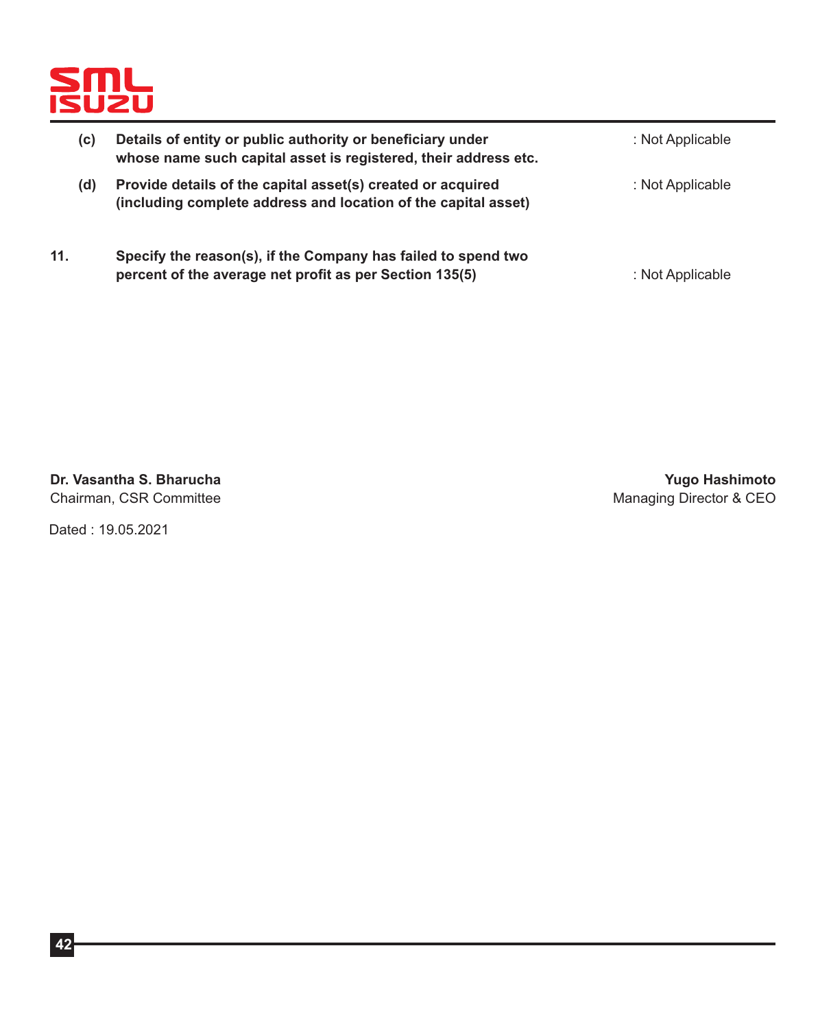| | | |
|---|---|---|
| (c) | **Details of entity or public authority or beneficiary under whose name such capital asset is registered, their address etc.** | : Not Applicable |
| (d) | **Provide details of the capital asset(s) created or acquired (including complete address and location of the capital asset)** | : Not Applicable |

| | | |
|---|---|---|
| **11.** | **Specify the reason(s), if the Company has failed to spend two percent of the average net profit as per Section 135(5)** | : Not Applicable |

**Dr. Vasantha S. Bharucha**
Chairman, CSR Committee

**Yugo Hashimoto**
Managing Director & CEO

Dated : 19.05.2021